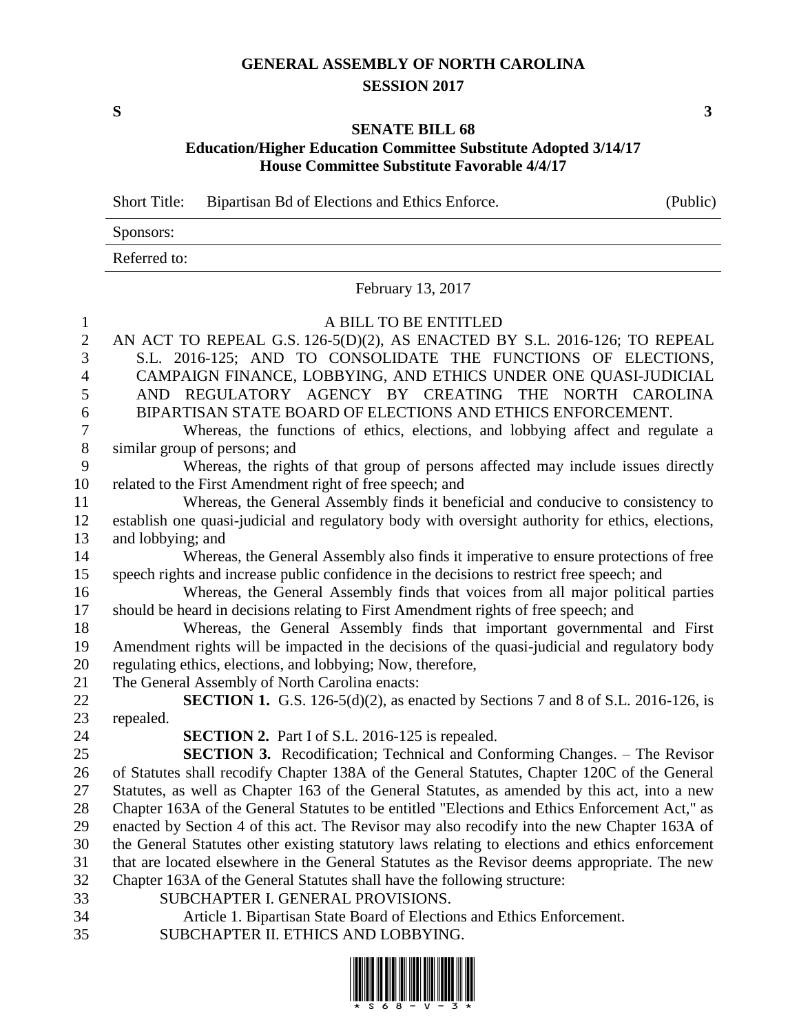# GENERAL ASSEMBLY OF NORTH CAROLINA
## SESSION 2017

**S** **3**

## SENATE BILL 68
### Education/Higher Education Committee Substitute Adopted 3/14/17
### House Committee Substitute Favorable 4/4/17

Short Title: Bipartisan Bd of Elections and Ethics Enforce. (Public)

Sponsors:

Referred to:

February 13, 2017

A BILL TO BE ENTITLED

AN ACT TO REPEAL G.S. 126-5(D)(2), AS ENACTED BY S.L. 2016-126; TO REPEAL S.L. 2016-125; AND TO CONSOLIDATE THE FUNCTIONS OF ELECTIONS, CAMPAIGN FINANCE, LOBBYING, AND ETHICS UNDER ONE QUASI-JUDICIAL AND REGULATORY AGENCY BY CREATING THE NORTH CAROLINA BIPARTISAN STATE BOARD OF ELECTIONS AND ETHICS ENFORCEMENT.

Whereas, the functions of ethics, elections, and lobbying affect and regulate a similar group of persons; and

Whereas, the rights of that group of persons affected may include issues directly related to the First Amendment right of free speech; and

Whereas, the General Assembly finds it beneficial and conducive to consistency to establish one quasi-judicial and regulatory body with oversight authority for ethics, elections, and lobbying; and

Whereas, the General Assembly also finds it imperative to ensure protections of free speech rights and increase public confidence in the decisions to restrict free speech; and

Whereas, the General Assembly finds that voices from all major political parties should be heard in decisions relating to First Amendment rights of free speech; and

Whereas, the General Assembly finds that important governmental and First Amendment rights will be impacted in the decisions of the quasi-judicial and regulatory body regulating ethics, elections, and lobbying; Now, therefore,

The General Assembly of North Carolina enacts:

**SECTION 1.** G.S. 126-5(d)(2), as enacted by Sections 7 and 8 of S.L. 2016-126, is repealed.

**SECTION 2.** Part I of S.L. 2016-125 is repealed.

**SECTION 3.** Recodification; Technical and Conforming Changes. – The Revisor of Statutes shall recodify Chapter 138A of the General Statutes, Chapter 120C of the General Statutes, as well as Chapter 163 of the General Statutes, as amended by this act, into a new Chapter 163A of the General Statutes to be entitled "Elections and Ethics Enforcement Act," as enacted by Section 4 of this act. The Revisor may also recodify into the new Chapter 163A of the General Statutes other existing statutory laws relating to elections and ethics enforcement that are located elsewhere in the General Statutes as the Revisor deems appropriate. The new Chapter 163A of the General Statutes shall have the following structure:

SUBCHAPTER I. GENERAL PROVISIONS.

Article 1. Bipartisan State Board of Elections and Ethics Enforcement.

SUBCHAPTER II. ETHICS AND LOBBYING.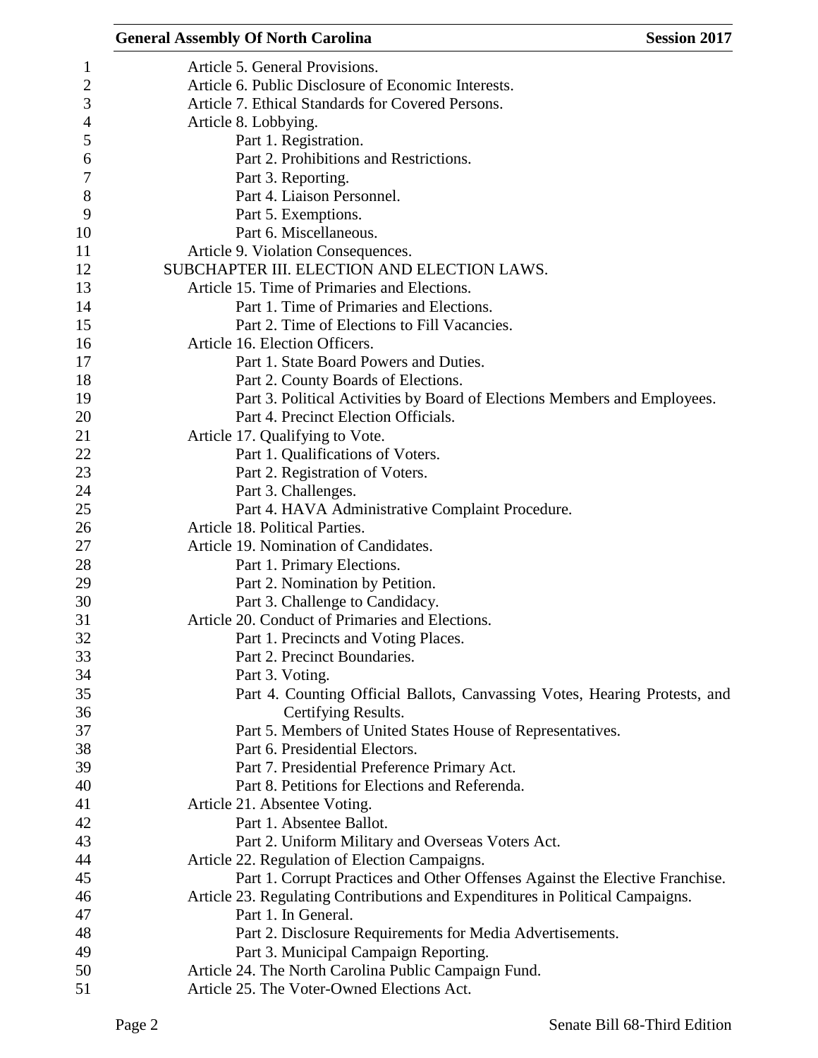Article 5. General Provisions.
Article 6. Public Disclosure of Economic Interests.
Article 7. Ethical Standards for Covered Persons.
Article 8. Lobbying.
- Part 1. Registration.
- Part 2. Prohibitions and Restrictions.
- Part 3. Reporting.
- Part 4. Liaison Personnel.
- Part 5. Exemptions.
- Part 6. Miscellaneous.

Article 9. Violation Consequences.

SUBCHAPTER III. ELECTION AND ELECTION LAWS.

Article 15. Time of Primaries and Elections.
- Part 1. Time of Primaries and Elections.
- Part 2. Time of Elections to Fill Vacancies.

Article 16. Election Officers.
- Part 1. State Board Powers and Duties.
- Part 2. County Boards of Elections.
- Part 3. Political Activities by Board of Elections Members and Employees.
- Part 4. Precinct Election Officials.

Article 17. Qualifying to Vote.
- Part 1. Qualifications of Voters.
- Part 2. Registration of Voters.
- Part 3. Challenges.
- Part 4. HAVA Administrative Complaint Procedure.

Article 18. Political Parties.

Article 19. Nomination of Candidates.
- Part 1. Primary Elections.
- Part 2. Nomination by Petition.
- Part 3. Challenge to Candidacy.

Article 20. Conduct of Primaries and Elections.
- Part 1. Precincts and Voting Places.
- Part 2. Precinct Boundaries.
- Part 3. Voting.
- Part 4. Counting Official Ballots, Canvassing Votes, Hearing Protests, and Certifying Results.
- Part 5. Members of United States House of Representatives.
- Part 6. Presidential Electors.
- Part 7. Presidential Preference Primary Act.
- Part 8. Petitions for Elections and Referenda.

Article 21. Absentee Voting.
- Part 1. Absentee Ballot.
- Part 2. Uniform Military and Overseas Voters Act.

Article 22. Regulation of Election Campaigns.
- Part 1. Corrupt Practices and Other Offenses Against the Elective Franchise.

Article 23. Regulating Contributions and Expenditures in Political Campaigns.
- Part 1. In General.
- Part 2. Disclosure Requirements for Media Advertisements.
- Part 3. Municipal Campaign Reporting.

Article 24. The North Carolina Public Campaign Fund.

Article 25. The Voter-Owned Elections Act.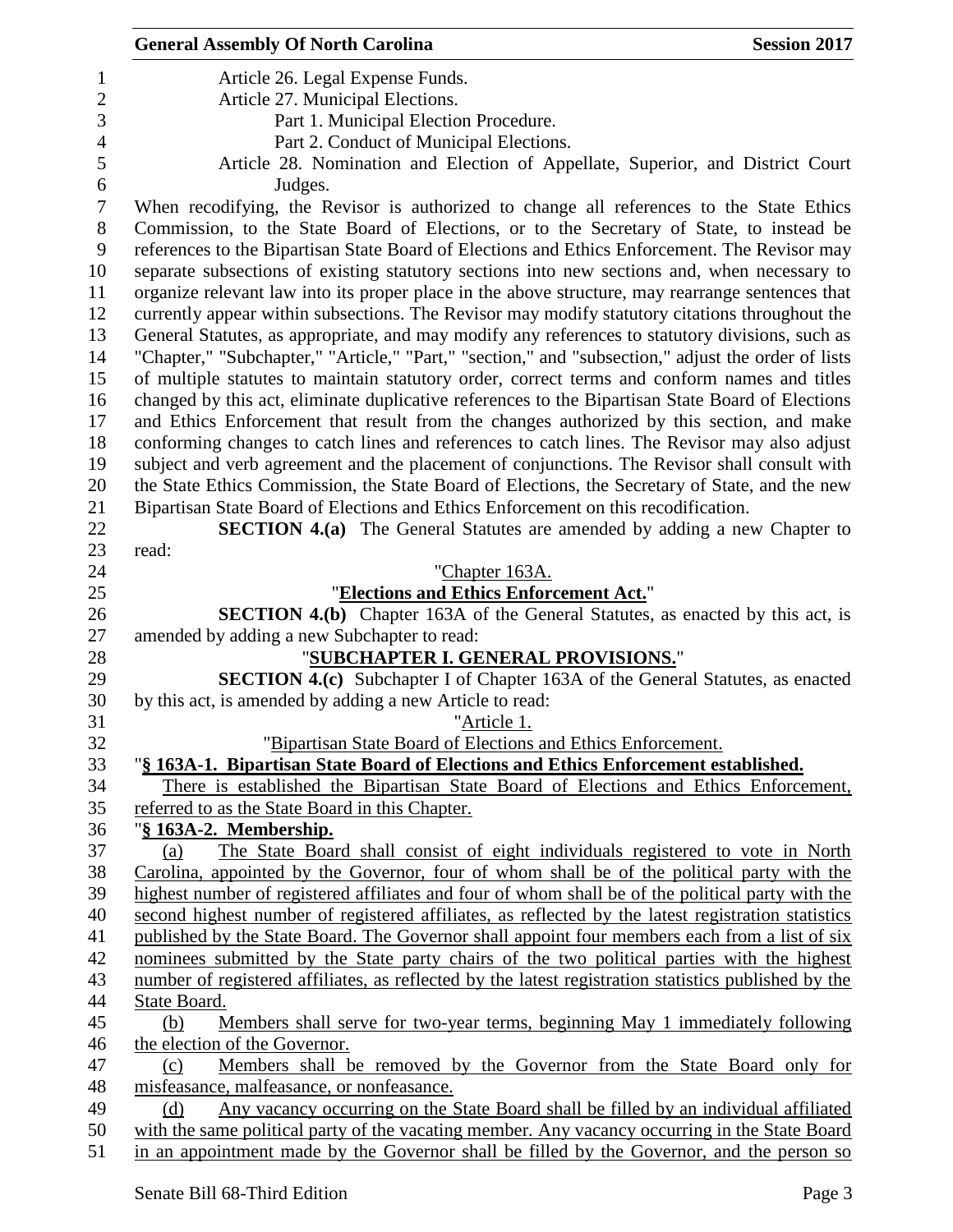Article 26. Legal Expense Funds.

Article 27. Municipal Elections.

Part 1. Municipal Election Procedure.

Part 2. Conduct of Municipal Elections.

Article 28. Nomination and Election of Appellate, Superior, and District Court Judges.

When recodifying, the Revisor is authorized to change all references to the State Ethics Commission, to the State Board of Elections, or to the Secretary of State, to instead be references to the Bipartisan State Board of Elections and Ethics Enforcement. The Revisor may separate subsections of existing statutory sections into new sections and, when necessary to organize relevant law into its proper place in the above structure, may rearrange sentences that currently appear within subsections. The Revisor may modify statutory citations throughout the General Statutes, as appropriate, and may modify any references to statutory divisions, such as "Chapter," "Subchapter," "Article," "Part," "section," and "subsection," adjust the order of lists of multiple statutes to maintain statutory order, correct terms and conform names and titles changed by this act, eliminate duplicative references to the Bipartisan State Board of Elections and Ethics Enforcement that result from the changes authorized by this section, and make conforming changes to catch lines and references to catch lines. The Revisor may also adjust subject and verb agreement and the placement of conjunctions. The Revisor shall consult with the State Ethics Commission, the State Board of Elections, the Secretary of State, and the new Bipartisan State Board of Elections and Ethics Enforcement on this recodification.

**SECTION 4.(a)** The General Statutes are amended by adding a new Chapter to read:

"Chapter 163A.

"**Elections and Ethics Enforcement Act.**"

**SECTION 4.(b)** Chapter 163A of the General Statutes, as enacted by this act, is amended by adding a new Subchapter to read:

"**SUBCHAPTER I. GENERAL PROVISIONS.**"

**SECTION 4.(c)** Subchapter I of Chapter 163A of the General Statutes, as enacted by this act, is amended by adding a new Article to read:

"Article 1.

"Bipartisan State Board of Elections and Ethics Enforcement.

"**§ 163A-1. Bipartisan State Board of Elections and Ethics Enforcement established.**

There is established the Bipartisan State Board of Elections and Ethics Enforcement, referred to as the State Board in this Chapter.

"**§ 163A-2. Membership.**

(a) The State Board shall consist of eight individuals registered to vote in North Carolina, appointed by the Governor, four of whom shall be of the political party with the highest number of registered affiliates and four of whom shall be of the political party with the second highest number of registered affiliates, as reflected by the latest registration statistics published by the State Board. The Governor shall appoint four members each from a list of six nominees submitted by the State party chairs of the two political parties with the highest number of registered affiliates, as reflected by the latest registration statistics published by the State Board.

(b) Members shall serve for two-year terms, beginning May 1 immediately following the election of the Governor.

(c) Members shall be removed by the Governor from the State Board only for misfeasance, malfeasance, or nonfeasance.

(d) Any vacancy occurring on the State Board shall be filled by an individual affiliated with the same political party of the vacating member. Any vacancy occurring in the State Board in an appointment made by the Governor shall be filled by the Governor, and the person so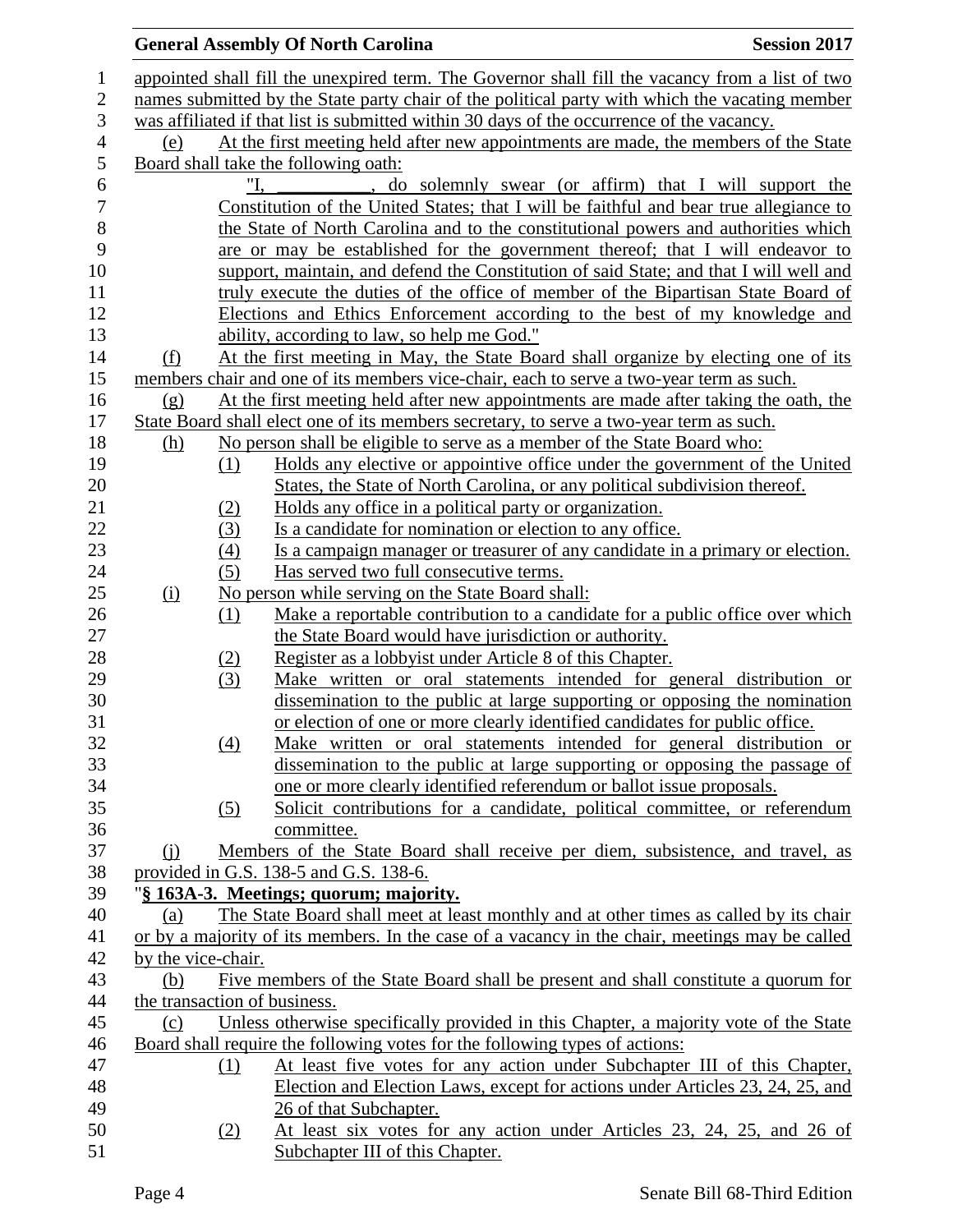appointed shall fill the unexpired term. The Governor shall fill the vacancy from a list of two names submitted by the State party chair of the political party with which the vacating member was affiliated if that list is submitted within 30 days of the occurrence of the vacancy.

(e) At the first meeting held after new appointments are made, the members of the State Board shall take the following oath:

"I, __________, do solemnly swear (or affirm) that I will support the Constitution of the United States; that I will be faithful and bear true allegiance to the State of North Carolina and to the constitutional powers and authorities which are or may be established for the government thereof; that I will endeavor to support, maintain, and defend the Constitution of said State; and that I will well and truly execute the duties of the office of member of the Bipartisan State Board of Elections and Ethics Enforcement according to the best of my knowledge and ability, according to law, so help me God."

(f) At the first meeting in May, the State Board shall organize by electing one of its members chair and one of its members vice-chair, each to serve a two-year term as such.

(g) At the first meeting held after new appointments are made after taking the oath, the State Board shall elect one of its members secretary, to serve a two-year term as such.

(h) No person shall be eligible to serve as a member of the State Board who:

(1) Holds any elective or appointive office under the government of the United States, the State of North Carolina, or any political subdivision thereof.

(2) Holds any office in a political party or organization.

(3) Is a candidate for nomination or election to any office.

(4) Is a campaign manager or treasurer of any candidate in a primary or election.

(5) Has served two full consecutive terms.

(i) No person while serving on the State Board shall:

(1) Make a reportable contribution to a candidate for a public office over which the State Board would have jurisdiction or authority.

(2) Register as a lobbyist under Article 8 of this Chapter.

(3) Make written or oral statements intended for general distribution or dissemination to the public at large supporting or opposing the nomination or election of one or more clearly identified candidates for public office.

(4) Make written or oral statements intended for general distribution or dissemination to the public at large supporting or opposing the passage of one or more clearly identified referendum or ballot issue proposals.

(5) Solicit contributions for a candidate, political committee, or referendum committee.

(j) Members of the State Board shall receive per diem, subsistence, and travel, as provided in G.S. 138-5 and G.S. 138-6.

"**§ 163A-3. Meetings; quorum; majority.**

(a) The State Board shall meet at least monthly and at other times as called by its chair or by a majority of its members. In the case of a vacancy in the chair, meetings may be called by the vice-chair.

(b) Five members of the State Board shall be present and shall constitute a quorum for the transaction of business.

(c) Unless otherwise specifically provided in this Chapter, a majority vote of the State Board shall require the following votes for the following types of actions:

(1) At least five votes for any action under Subchapter III of this Chapter, Election and Election Laws, except for actions under Articles 23, 24, 25, and 26 of that Subchapter.

(2) At least six votes for any action under Articles 23, 24, 25, and 26 of Subchapter III of this Chapter.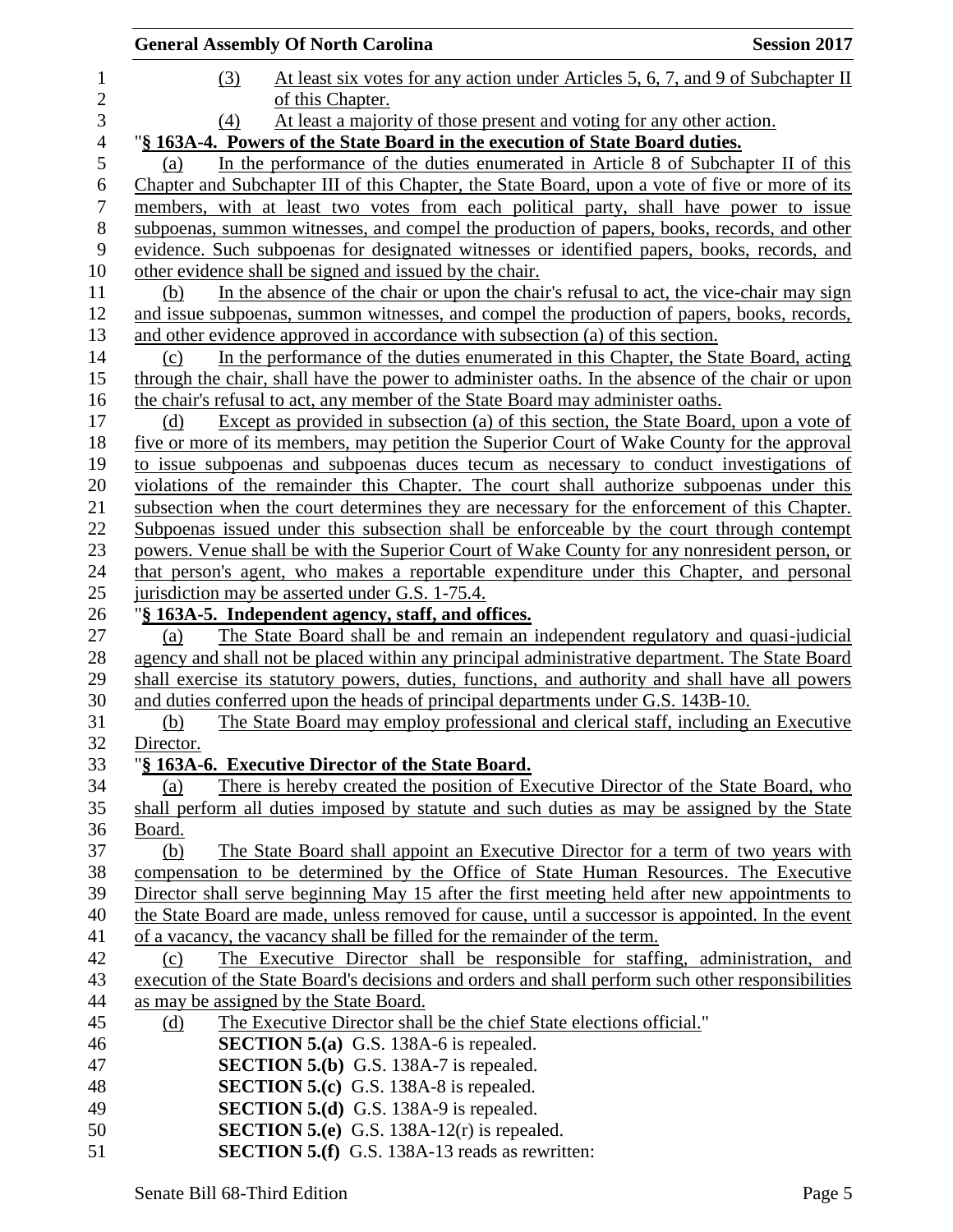(3) At least six votes for any action under Articles 5, 6, 7, and 9 of Subchapter II of this Chapter.

(4) At least a majority of those present and voting for any other action.

"**§ 163A-4. Powers of the State Board in the execution of State Board duties.**

(a) In the performance of the duties enumerated in Article 8 of Subchapter II of this Chapter and Subchapter III of this Chapter, the State Board, upon a vote of five or more of its members, with at least two votes from each political party, shall have power to issue subpoenas, summon witnesses, and compel the production of papers, books, records, and other evidence. Such subpoenas for designated witnesses or identified papers, books, records, and other evidence shall be signed and issued by the chair.

(b) In the absence of the chair or upon the chair's refusal to act, the vice-chair may sign and issue subpoenas, summon witnesses, and compel the production of papers, books, records, and other evidence approved in accordance with subsection (a) of this section.

(c) In the performance of the duties enumerated in this Chapter, the State Board, acting through the chair, shall have the power to administer oaths. In the absence of the chair or upon the chair's refusal to act, any member of the State Board may administer oaths.

(d) Except as provided in subsection (a) of this section, the State Board, upon a vote of five or more of its members, may petition the Superior Court of Wake County for the approval to issue subpoenas and subpoenas duces tecum as necessary to conduct investigations of violations of the remainder this Chapter. The court shall authorize subpoenas under this subsection when the court determines they are necessary for the enforcement of this Chapter. Subpoenas issued under this subsection shall be enforceable by the court through contempt powers. Venue shall be with the Superior Court of Wake County for any nonresident person, or that person's agent, who makes a reportable expenditure under this Chapter, and personal jurisdiction may be asserted under G.S. 1-75.4.

"**§ 163A-5. Independent agency, staff, and offices.**

(a) The State Board shall be and remain an independent regulatory and quasi-judicial agency and shall not be placed within any principal administrative department. The State Board shall exercise its statutory powers, duties, functions, and authority and shall have all powers and duties conferred upon the heads of principal departments under G.S. 143B-10.

(b) The State Board may employ professional and clerical staff, including an Executive Director.

"**§ 163A-6. Executive Director of the State Board.**

(a) There is hereby created the position of Executive Director of the State Board, who shall perform all duties imposed by statute and such duties as may be assigned by the State Board.

(b) The State Board shall appoint an Executive Director for a term of two years with compensation to be determined by the Office of State Human Resources. The Executive Director shall serve beginning May 15 after the first meeting held after new appointments to the State Board are made, unless removed for cause, until a successor is appointed. In the event of a vacancy, the vacancy shall be filled for the remainder of the term.

(c) The Executive Director shall be responsible for staffing, administration, and execution of the State Board's decisions and orders and shall perform such other responsibilities as may be assigned by the State Board.

(d) The Executive Director shall be the chief State elections official."

**SECTION 5.(a)** G.S. 138A-6 is repealed.

**SECTION 5.(b)** G.S. 138A-7 is repealed.

**SECTION 5.(c)** G.S. 138A-8 is repealed.

**SECTION 5.(d)** G.S. 138A-9 is repealed.

**SECTION 5.(e)** G.S. 138A-12(r) is repealed.

**SECTION 5.(f)** G.S. 138A-13 reads as rewritten: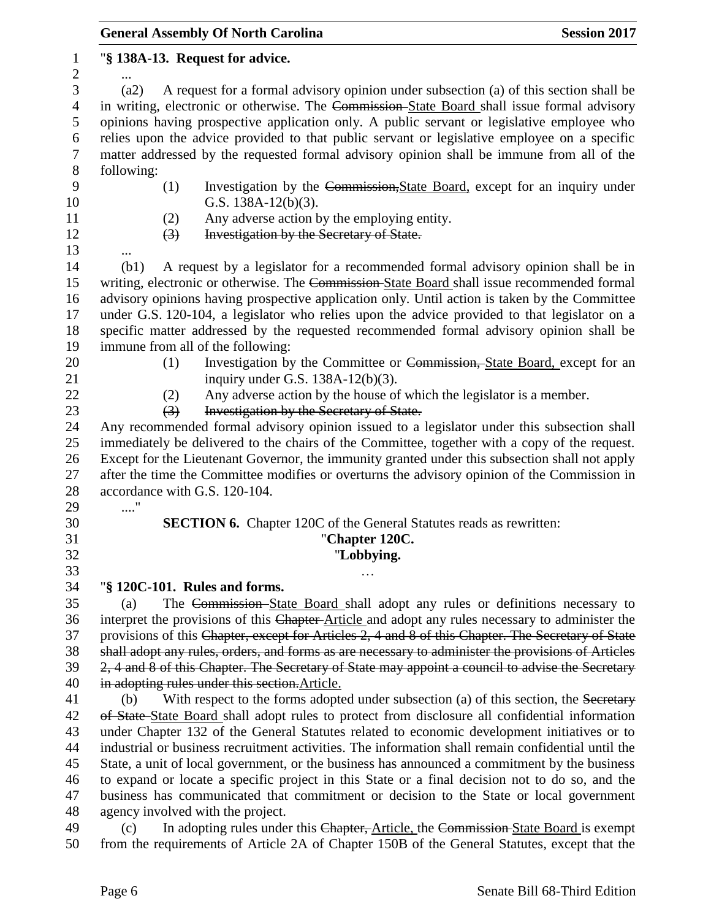"**§ 138A-13. Request for advice.**

...

(a2) A request for a formal advisory opinion under subsection (a) of this section shall be in writing, electronic or otherwise. The ~~Commission~~ State Board shall issue formal advisory opinions having prospective application only. A public servant or legislative employee who relies upon the advice provided to that public servant or legislative employee on a specific matter addressed by the requested formal advisory opinion shall be immune from all of the following:

(1) Investigation by the ~~Commission,~~State Board, except for an inquiry under G.S. 138A-12(b)(3).

(2) Any adverse action by the employing entity.

~~(3) Investigation by the Secretary of State.~~

...

(b1) A request by a legislator for a recommended formal advisory opinion shall be in writing, electronic or otherwise. The ~~Commission~~ State Board shall issue recommended formal advisory opinions having prospective application only. Until action is taken by the Committee under G.S. 120-104, a legislator who relies upon the advice provided to that legislator on a specific matter addressed by the requested recommended formal advisory opinion shall be immune from all of the following:

(1) Investigation by the Committee or ~~Commission,~~ State Board, except for an inquiry under G.S. 138A-12(b)(3).

(2) Any adverse action by the house of which the legislator is a member.

~~(3) Investigation by the Secretary of State.~~

Any recommended formal advisory opinion issued to a legislator under this subsection shall immediately be delivered to the chairs of the Committee, together with a copy of the request. Except for the Lieutenant Governor, the immunity granted under this subsection shall not apply after the time the Committee modifies or overturns the advisory opinion of the Commission in accordance with G.S. 120-104.

...."

**SECTION 6.** Chapter 120C of the General Statutes reads as rewritten:

"**Chapter 120C.**

"**Lobbying.**

…

"**§ 120C-101. Rules and forms.**

(a) The ~~Commission~~ State Board shall adopt any rules or definitions necessary to interpret the provisions of this ~~Chapter~~ Article and adopt any rules necessary to administer the provisions of this ~~Chapter, except for Articles 2, 4 and 8 of this Chapter. The Secretary of State shall adopt any rules, orders, and forms as are necessary to administer the provisions of Articles 2, 4 and 8 of this Chapter. The Secretary of State may appoint a council to advise the Secretary in adopting rules under this section.~~Article.

(b) With respect to the forms adopted under subsection (a) of this section, the ~~Secretary of State~~ State Board shall adopt rules to protect from disclosure all confidential information under Chapter 132 of the General Statutes related to economic development initiatives or to industrial or business recruitment activities. The information shall remain confidential until the State, a unit of local government, or the business has announced a commitment by the business to expand or locate a specific project in this State or a final decision not to do so, and the business has communicated that commitment or decision to the State or local government agency involved with the project.

(c) In adopting rules under this ~~Chapter,~~ Article, the ~~Commission~~ State Board is exempt from the requirements of Article 2A of Chapter 150B of the General Statutes, except that the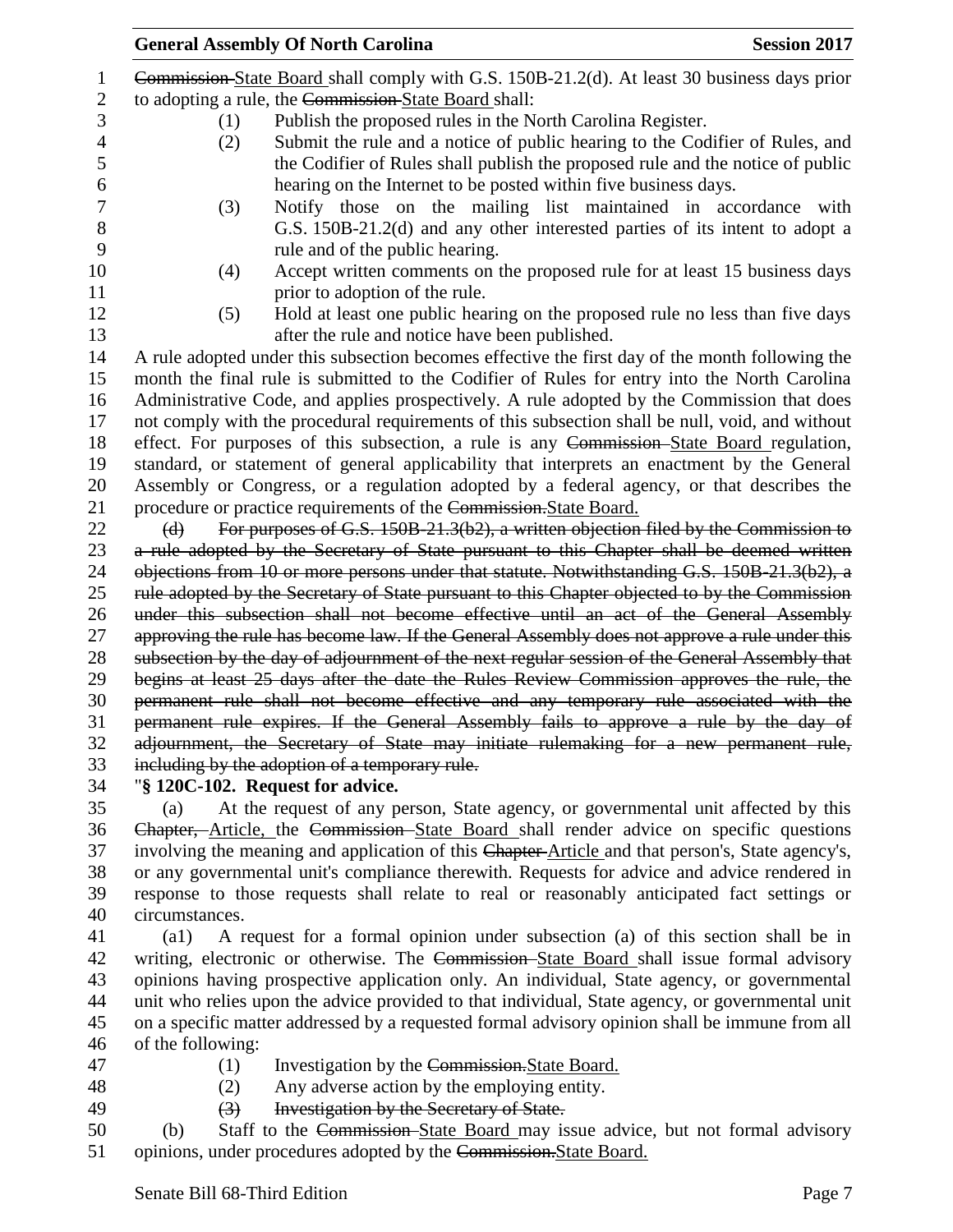~~Commission~~ State Board shall comply with G.S. 150B-21.2(d). At least 30 business days prior to adopting a rule, the ~~Commission~~ State Board shall:

(1) Publish the proposed rules in the North Carolina Register.

(2) Submit the rule and a notice of public hearing to the Codifier of Rules, and the Codifier of Rules shall publish the proposed rule and the notice of public hearing on the Internet to be posted within five business days.

(3) Notify those on the mailing list maintained in accordance with G.S. 150B-21.2(d) and any other interested parties of its intent to adopt a rule and of the public hearing.

(4) Accept written comments on the proposed rule for at least 15 business days prior to adoption of the rule.

(5) Hold at least one public hearing on the proposed rule no less than five days after the rule and notice have been published.

A rule adopted under this subsection becomes effective the first day of the month following the month the final rule is submitted to the Codifier of Rules for entry into the North Carolina Administrative Code, and applies prospectively. A rule adopted by the Commission that does not comply with the procedural requirements of this subsection shall be null, void, and without effect. For purposes of this subsection, a rule is any ~~Commission~~ State Board regulation, standard, or statement of general applicability that interprets an enactment by the General Assembly or Congress, or a regulation adopted by a federal agency, or that describes the procedure or practice requirements of the ~~Commission.~~State Board.

~~(d) For purposes of G.S. 150B-21.3(b2), a written objection filed by the Commission to a rule adopted by the Secretary of State pursuant to this Chapter shall be deemed written objections from 10 or more persons under that statute. Notwithstanding G.S. 150B-21.3(b2), a rule adopted by the Secretary of State pursuant to this Chapter objected to by the Commission under this subsection shall not become effective until an act of the General Assembly approving the rule has become law. If the General Assembly does not approve a rule under this subsection by the day of adjournment of the next regular session of the General Assembly that begins at least 25 days after the date the Rules Review Commission approves the rule, the permanent rule shall not become effective and any temporary rule associated with the permanent rule expires. If the General Assembly fails to approve a rule by the day of adjournment, the Secretary of State may initiate rulemaking for a new permanent rule, including by the adoption of a temporary rule.~~

"**§ 120C-102. Request for advice.**

(a) At the request of any person, State agency, or governmental unit affected by this ~~Chapter,~~ Article, the ~~Commission~~ State Board shall render advice on specific questions involving the meaning and application of this ~~Chapter~~ Article and that person's, State agency's, or any governmental unit's compliance therewith. Requests for advice and advice rendered in response to those requests shall relate to real or reasonably anticipated fact settings or circumstances.

(a1) A request for a formal opinion under subsection (a) of this section shall be in writing, electronic or otherwise. The ~~Commission~~ State Board shall issue formal advisory opinions having prospective application only. An individual, State agency, or governmental unit who relies upon the advice provided to that individual, State agency, or governmental unit on a specific matter addressed by a requested formal advisory opinion shall be immune from all of the following:

(1) Investigation by the ~~Commission.~~State Board.

(2) Any adverse action by the employing entity.

~~(3) Investigation by the Secretary of State.~~

(b) Staff to the ~~Commission~~ State Board may issue advice, but not formal advisory opinions, under procedures adopted by the ~~Commission.~~State Board.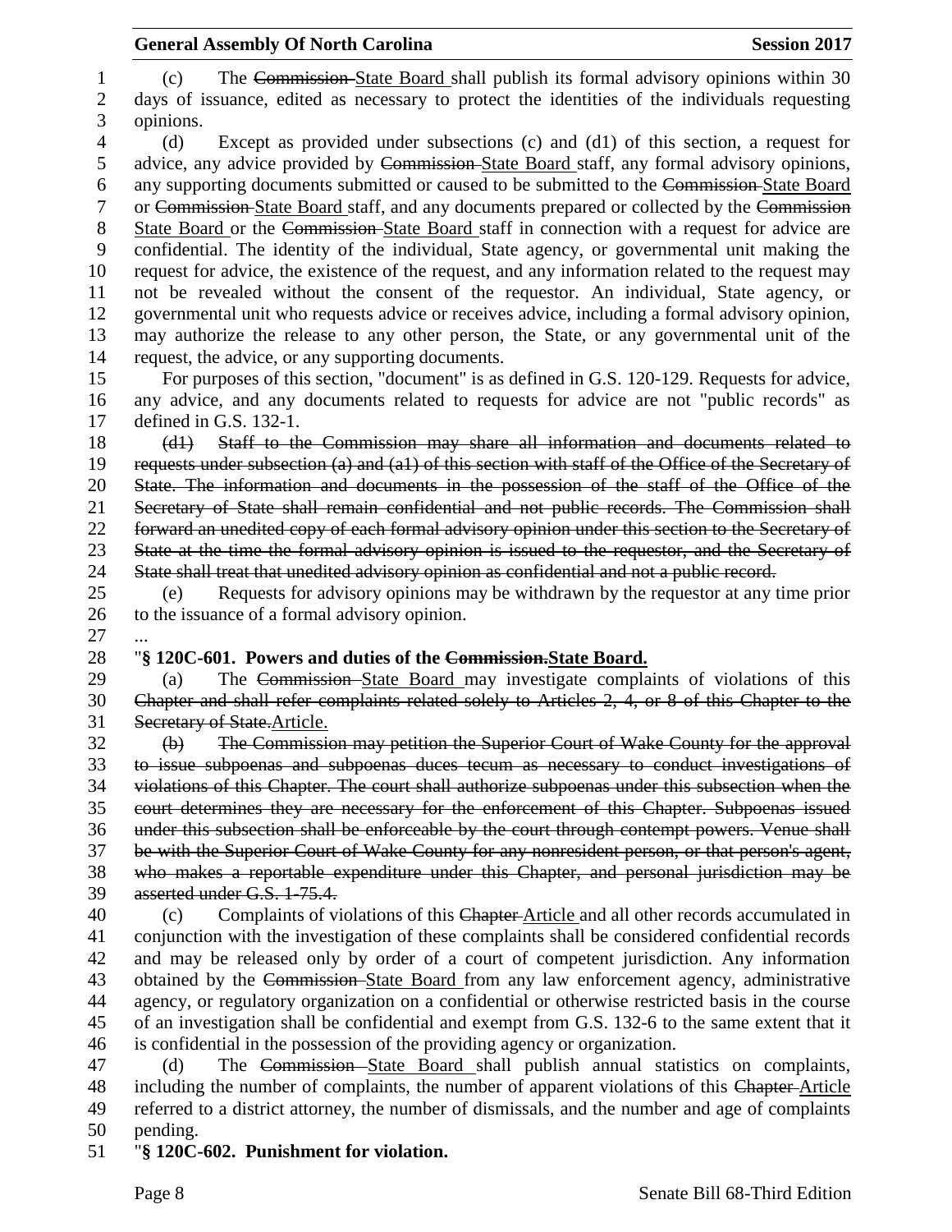(c) The ~~Commission~~ State Board shall publish its formal advisory opinions within 30 days of issuance, edited as necessary to protect the identities of the individuals requesting opinions.

(d) Except as provided under subsections (c) and (d1) of this section, a request for advice, any advice provided by ~~Commission~~ State Board staff, any formal advisory opinions, any supporting documents submitted or caused to be submitted to the ~~Commission~~ State Board or ~~Commission~~ State Board staff, and any documents prepared or collected by the ~~Commission~~ State Board or the ~~Commission~~ State Board staff in connection with a request for advice are confidential. The identity of the individual, State agency, or governmental unit making the request for advice, the existence of the request, and any information related to the request may not be revealed without the consent of the requestor. An individual, State agency, or governmental unit who requests advice or receives advice, including a formal advisory opinion, may authorize the release to any other person, the State, or any governmental unit of the request, the advice, or any supporting documents.

For purposes of this section, "document" is as defined in G.S. 120-129. Requests for advice, any advice, and any documents related to requests for advice are not "public records" as defined in G.S. 132-1.

~~(d1) Staff to the Commission may share all information and documents related to requests under subsection (a) and (a1) of this section with staff of the Office of the Secretary of State. The information and documents in the possession of the staff of the Office of the Secretary of State shall remain confidential and not public records. The Commission shall forward an unedited copy of each formal advisory opinion under this section to the Secretary of State at the time the formal advisory opinion is issued to the requestor, and the Secretary of State shall treat that unedited advisory opinion as confidential and not a public record.~~

(e) Requests for advisory opinions may be withdrawn by the requestor at any time prior to the issuance of a formal advisory opinion.

...

"**§ 120C-601. Powers and duties of the ~~Commission.~~State Board.**

(a) The ~~Commission~~ State Board may investigate complaints of violations of this ~~Chapter and shall refer complaints related solely to Articles 2, 4, or 8 of this Chapter to the Secretary of State.~~Article.

~~(b) The Commission may petition the Superior Court of Wake County for the approval to issue subpoenas and subpoenas duces tecum as necessary to conduct investigations of violations of this Chapter. The court shall authorize subpoenas under this subsection when the court determines they are necessary for the enforcement of this Chapter. Subpoenas issued under this subsection shall be enforceable by the court through contempt powers. Venue shall be with the Superior Court of Wake County for any nonresident person, or that person's agent, who makes a reportable expenditure under this Chapter, and personal jurisdiction may be asserted under G.S. 1-75.4.~~

(c) Complaints of violations of this ~~Chapter~~ Article and all other records accumulated in conjunction with the investigation of these complaints shall be considered confidential records and may be released only by order of a court of competent jurisdiction. Any information obtained by the ~~Commission~~ State Board from any law enforcement agency, administrative agency, or regulatory organization on a confidential or otherwise restricted basis in the course of an investigation shall be confidential and exempt from G.S. 132-6 to the same extent that it is confidential in the possession of the providing agency or organization.

(d) The ~~Commission~~ State Board shall publish annual statistics on complaints, including the number of complaints, the number of apparent violations of this ~~Chapter~~ Article referred to a district attorney, the number of dismissals, and the number and age of complaints pending.

"**§ 120C-602. Punishment for violation.**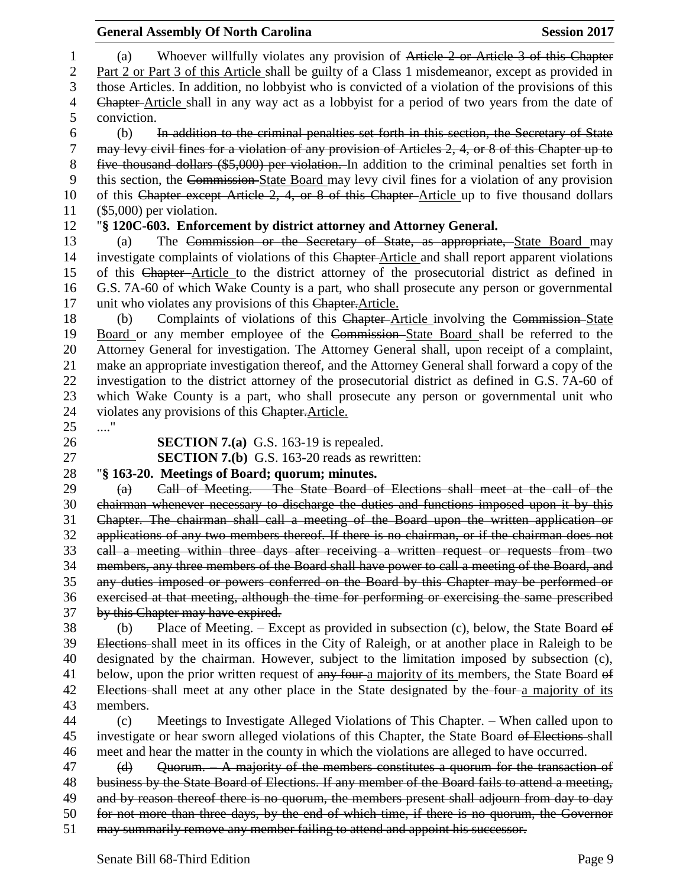(a) Whoever willfully violates any provision of ~~Article 2 or Article 3 of this Chapter~~ Part 2 or Part 3 of this Article shall be guilty of a Class 1 misdemeanor, except as provided in those Articles. In addition, no lobbyist who is convicted of a violation of the provisions of this ~~Chapter~~ Article shall in any way act as a lobbyist for a period of two years from the date of conviction.

(b) ~~In addition to the criminal penalties set forth in this section, the Secretary of State may levy civil fines for a violation of any provision of Articles 2, 4, or 8 of this Chapter up to five thousand dollars ($5,000) per violation.~~ In addition to the criminal penalties set forth in this section, the ~~Commission~~ State Board may levy civil fines for a violation of any provision of this ~~Chapter except Article 2, 4, or 8 of this Chapter~~ Article up to five thousand dollars ($5,000) per violation.

"**§ 120C-603. Enforcement by district attorney and Attorney General.**

(a) The ~~Commission or the Secretary of State, as appropriate,~~ State Board may investigate complaints of violations of this ~~Chapter~~ Article and shall report apparent violations of this ~~Chapter~~ Article to the district attorney of the prosecutorial district as defined in G.S. 7A-60 of which Wake County is a part, who shall prosecute any person or governmental unit who violates any provisions of this ~~Chapter.~~Article.

(b) Complaints of violations of this ~~Chapter~~ Article involving the ~~Commission~~ State Board or any member employee of the ~~Commission~~ State Board shall be referred to the Attorney General for investigation. The Attorney General shall, upon receipt of a complaint, make an appropriate investigation thereof, and the Attorney General shall forward a copy of the investigation to the district attorney of the prosecutorial district as defined in G.S. 7A-60 of which Wake County is a part, who shall prosecute any person or governmental unit who violates any provisions of this ~~Chapter.~~Article.

...."

**SECTION 7.(a)** G.S. 163-19 is repealed.

**SECTION 7.(b)** G.S. 163-20 reads as rewritten:

"**§ 163-20. Meetings of Board; quorum; minutes.**

~~(a) Call of Meeting. – The State Board of Elections shall meet at the call of the chairman whenever necessary to discharge the duties and functions imposed upon it by this Chapter. The chairman shall call a meeting of the Board upon the written application or applications of any two members thereof. If there is no chairman, or if the chairman does not call a meeting within three days after receiving a written request or requests from two members, any three members of the Board shall have power to call a meeting of the Board, and any duties imposed or powers conferred on the Board by this Chapter may be performed or exercised at that meeting, although the time for performing or exercising the same prescribed by this Chapter may have expired.~~

(b) Place of Meeting. – Except as provided in subsection (c), below, the State Board ~~of Elections~~ shall meet in its offices in the City of Raleigh, or at another place in Raleigh to be designated by the chairman. However, subject to the limitation imposed by subsection (c), below, upon the prior written request of ~~any four~~ a majority of its members, the State Board ~~of Elections~~ shall meet at any other place in the State designated by ~~the four~~ a majority of its members.

(c) Meetings to Investigate Alleged Violations of This Chapter. – When called upon to investigate or hear sworn alleged violations of this Chapter, the State Board ~~of Elections~~ shall meet and hear the matter in the county in which the violations are alleged to have occurred.

~~(d) Quorum. – A majority of the members constitutes a quorum for the transaction of business by the State Board of Elections. If any member of the Board fails to attend a meeting, and by reason thereof there is no quorum, the members present shall adjourn from day to day for not more than three days, by the end of which time, if there is no quorum, the Governor may summarily remove any member failing to attend and appoint his successor.~~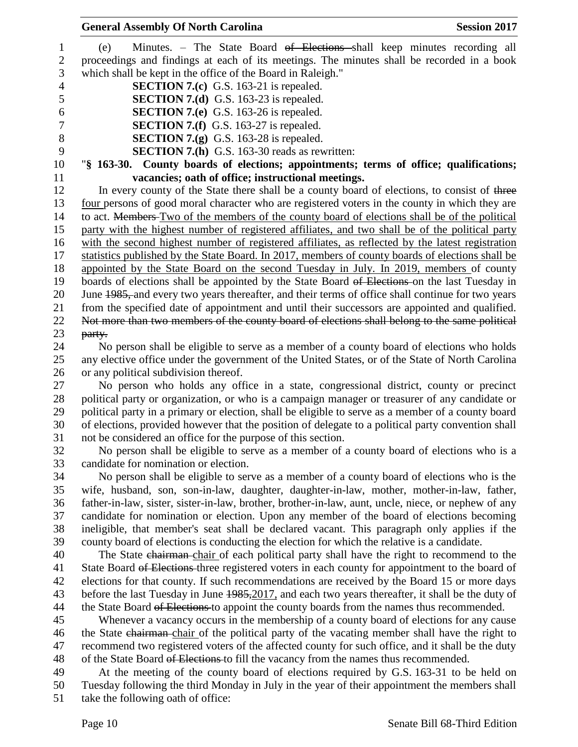(e) Minutes. – The State Board ~~of Elections~~ shall keep minutes recording all proceedings and findings at each of its meetings. The minutes shall be recorded in a book which shall be kept in the office of the Board in Raleigh."

**SECTION 7.(c)** G.S. 163-21 is repealed.

**SECTION 7.(d)** G.S. 163-23 is repealed.

**SECTION 7.(e)** G.S. 163-26 is repealed.

**SECTION 7.(f)** G.S. 163-27 is repealed.

**SECTION 7.(g)** G.S. 163-28 is repealed.

**SECTION 7.(h)** G.S. 163-30 reads as rewritten:

"**§ 163-30. County boards of elections; appointments; terms of office; qualifications; vacancies; oath of office; instructional meetings.**

In every county of the State there shall be a county board of elections, to consist of ~~three~~ <u>four</u> persons of good moral character who are registered voters in the county in which they are to act. ~~Members~~ <u>Two of the members of the county board of elections shall be of the political party with the highest number of registered affiliates, and two shall be of the political party with the second highest number of registered affiliates, as reflected by the latest registration statistics published by the State Board. In 2017, members of county boards of elections shall be appointed by the State Board on the second Tuesday in July. In 2019, members</u> of county boards of elections shall be appointed by the State Board ~~of Elections~~ on the last Tuesday in June ~~1985,~~ and every two years thereafter, and their terms of office shall continue for two years from the specified date of appointment and until their successors are appointed and qualified. ~~Not more than two members of the county board of elections shall belong to the same political party.~~

No person shall be eligible to serve as a member of a county board of elections who holds any elective office under the government of the United States, or of the State of North Carolina or any political subdivision thereof.

No person who holds any office in a state, congressional district, county or precinct political party or organization, or who is a campaign manager or treasurer of any candidate or political party in a primary or election, shall be eligible to serve as a member of a county board of elections, provided however that the position of delegate to a political party convention shall not be considered an office for the purpose of this section.

No person shall be eligible to serve as a member of a county board of elections who is a candidate for nomination or election.

No person shall be eligible to serve as a member of a county board of elections who is the wife, husband, son, son-in-law, daughter, daughter-in-law, mother, mother-in-law, father, father-in-law, sister, sister-in-law, brother, brother-in-law, aunt, uncle, niece, or nephew of any candidate for nomination or election. Upon any member of the board of elections becoming ineligible, that member's seat shall be declared vacant. This paragraph only applies if the county board of elections is conducting the election for which the relative is a candidate.

The State ~~chairman~~ <u>chair</u> of each political party shall have the right to recommend to the State Board ~~of Elections~~ three registered voters in each county for appointment to the board of elections for that county. If such recommendations are received by the Board 15 or more days before the last Tuesday in June ~~1985,~~<u>2017,</u> and each two years thereafter, it shall be the duty of the State Board ~~of Elections~~ to appoint the county boards from the names thus recommended.

Whenever a vacancy occurs in the membership of a county board of elections for any cause the State ~~chairman~~ <u>chair</u> of the political party of the vacating member shall have the right to recommend two registered voters of the affected county for such office, and it shall be the duty of the State Board ~~of Elections~~ to fill the vacancy from the names thus recommended.

At the meeting of the county board of elections required by G.S. 163-31 to be held on Tuesday following the third Monday in July in the year of their appointment the members shall take the following oath of office: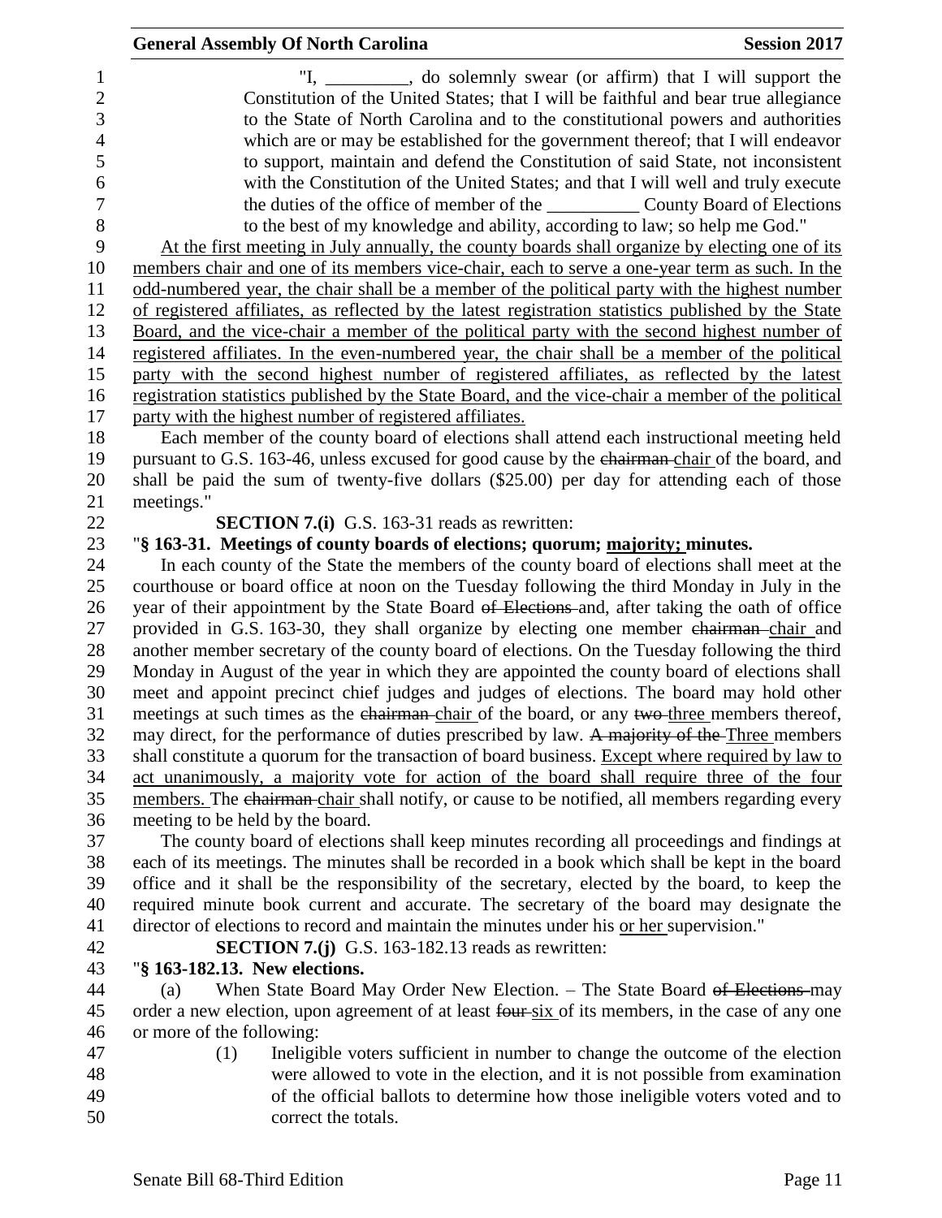"I, _________, do solemnly swear (or affirm) that I will support the Constitution of the United States; that I will be faithful and bear true allegiance to the State of North Carolina and to the constitutional powers and authorities which are or may be established for the government thereof; that I will endeavor to support, maintain and defend the Constitution of said State, not inconsistent with the Constitution of the United States; and that I will well and truly execute the duties of the office of member of the __________ County Board of Elections to the best of my knowledge and ability, according to law; so help me God."

At the first meeting in July annually, the county boards shall organize by electing one of its members chair and one of its members vice-chair, each to serve a one-year term as such. In the odd-numbered year, the chair shall be a member of the political party with the highest number of registered affiliates, as reflected by the latest registration statistics published by the State Board, and the vice-chair a member of the political party with the second highest number of registered affiliates. In the even-numbered year, the chair shall be a member of the political party with the second highest number of registered affiliates, as reflected by the latest registration statistics published by the State Board, and the vice-chair a member of the political party with the highest number of registered affiliates.

Each member of the county board of elections shall attend each instructional meeting held pursuant to G.S. 163-46, unless excused for good cause by the ~~chairman~~ chair of the board, and shall be paid the sum of twenty-five dollars ($25.00) per day for attending each of those meetings."

**SECTION 7.(i)** G.S. 163-31 reads as rewritten:

"**§ 163-31. Meetings of county boards of elections; quorum; majority; minutes.**

In each county of the State the members of the county board of elections shall meet at the courthouse or board office at noon on the Tuesday following the third Monday in July in the year of their appointment by the State Board ~~of Elections~~ and, after taking the oath of office provided in G.S. 163-30, they shall organize by electing one member ~~chairman~~ chair and another member secretary of the county board of elections. On the Tuesday following the third Monday in August of the year in which they are appointed the county board of elections shall meet and appoint precinct chief judges and judges of elections. The board may hold other meetings at such times as the ~~chairman~~ chair of the board, or any ~~two~~ three members thereof, may direct, for the performance of duties prescribed by law. ~~A majority of the~~ Three members shall constitute a quorum for the transaction of board business. Except where required by law to act unanimously, a majority vote for action of the board shall require three of the four members. The ~~chairman~~ chair shall notify, or cause to be notified, all members regarding every meeting to be held by the board.

The county board of elections shall keep minutes recording all proceedings and findings at each of its meetings. The minutes shall be recorded in a book which shall be kept in the board office and it shall be the responsibility of the secretary, elected by the board, to keep the required minute book current and accurate. The secretary of the board may designate the director of elections to record and maintain the minutes under his or her supervision."

**SECTION 7.(j)** G.S. 163-182.13 reads as rewritten:

"**§ 163-182.13. New elections.**

(a) When State Board May Order New Election. – The State Board ~~of Elections~~ may order a new election, upon agreement of at least ~~four~~ six of its members, in the case of any one or more of the following:

(1) Ineligible voters sufficient in number to change the outcome of the election were allowed to vote in the election, and it is not possible from examination of the official ballots to determine how those ineligible voters voted and to correct the totals.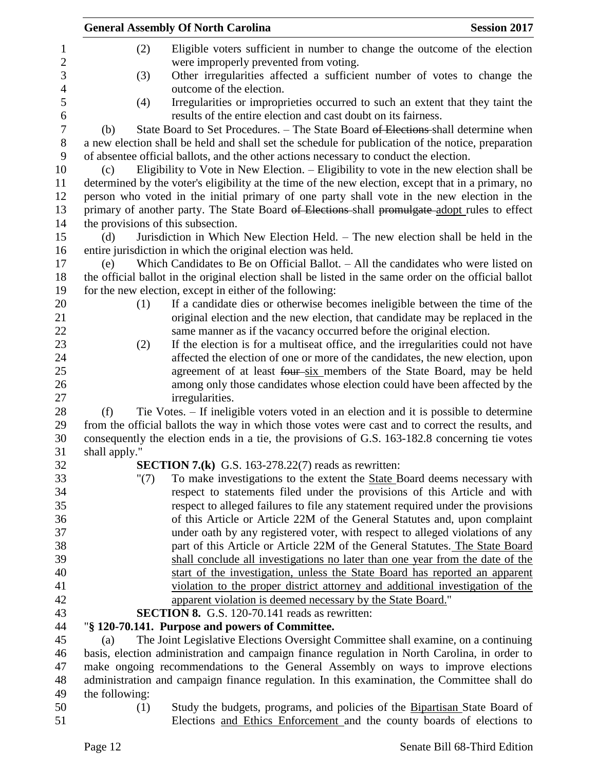(2) Eligible voters sufficient in number to change the outcome of the election were improperly prevented from voting.

(3) Other irregularities affected a sufficient number of votes to change the outcome of the election.

(4) Irregularities or improprieties occurred to such an extent that they taint the results of the entire election and cast doubt on its fairness.

(b) State Board to Set Procedures. – The State Board ~~of Elections~~ shall determine when a new election shall be held and shall set the schedule for publication of the notice, preparation of absentee official ballots, and the other actions necessary to conduct the election.

(c) Eligibility to Vote in New Election. – Eligibility to vote in the new election shall be determined by the voter's eligibility at the time of the new election, except that in a primary, no person who voted in the initial primary of one party shall vote in the new election in the primary of another party. The State Board ~~of Elections~~ shall ~~promulgate~~ adopt rules to effect the provisions of this subsection.

(d) Jurisdiction in Which New Election Held. – The new election shall be held in the entire jurisdiction in which the original election was held.

(e) Which Candidates to Be on Official Ballot. – All the candidates who were listed on the official ballot in the original election shall be listed in the same order on the official ballot for the new election, except in either of the following:

(1) If a candidate dies or otherwise becomes ineligible between the time of the original election and the new election, that candidate may be replaced in the same manner as if the vacancy occurred before the original election.

(2) If the election is for a multiseat office, and the irregularities could not have affected the election of one or more of the candidates, the new election, upon agreement of at least ~~four~~ six members of the State Board, may be held among only those candidates whose election could have been affected by the irregularities.

(f) Tie Votes. – If ineligible voters voted in an election and it is possible to determine from the official ballots the way in which those votes were cast and to correct the results, and consequently the election ends in a tie, the provisions of G.S. 163-182.8 concerning tie votes shall apply."

**SECTION 7.(k)** G.S. 163-278.22(7) reads as rewritten:

"(7) To make investigations to the extent the State Board deems necessary with respect to statements filed under the provisions of this Article and with respect to alleged failures to file any statement required under the provisions of this Article or Article 22M of the General Statutes and, upon complaint under oath by any registered voter, with respect to alleged violations of any part of this Article or Article 22M of the General Statutes. The State Board shall conclude all investigations no later than one year from the date of the start of the investigation, unless the State Board has reported an apparent violation to the proper district attorney and additional investigation of the apparent violation is deemed necessary by the State Board."

**SECTION 8.** G.S. 120-70.141 reads as rewritten:

"**§ 120-70.141. Purpose and powers of Committee.**

(a) The Joint Legislative Elections Oversight Committee shall examine, on a continuing basis, election administration and campaign finance regulation in North Carolina, in order to make ongoing recommendations to the General Assembly on ways to improve elections administration and campaign finance regulation. In this examination, the Committee shall do the following:

(1) Study the budgets, programs, and policies of the Bipartisan State Board of Elections and Ethics Enforcement and the county boards of elections to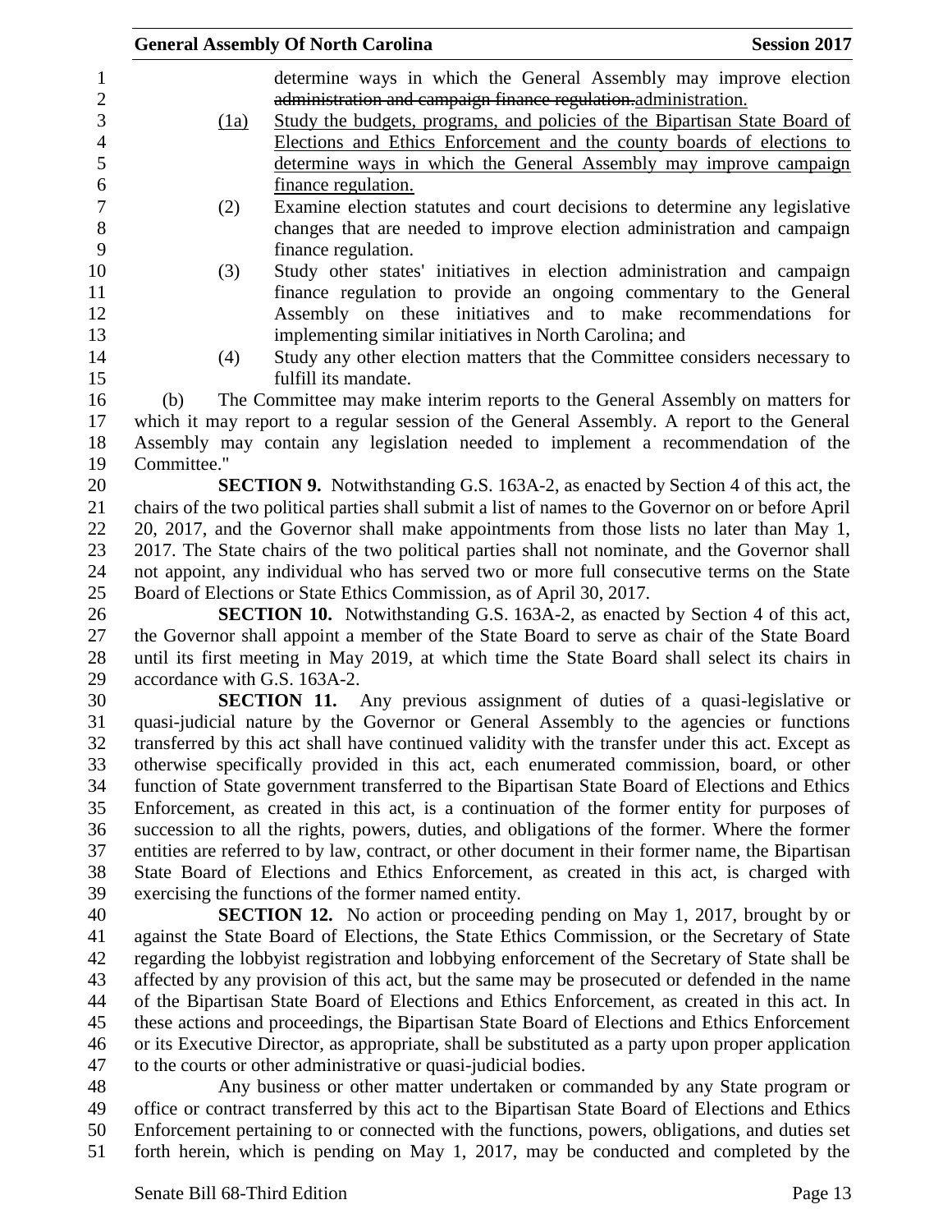determine ways in which the General Assembly may improve election ~~administration and campaign finance regulation.~~<u>administration.</u>

(1a) <u>Study the budgets, programs, and policies of the Bipartisan State Board of Elections and Ethics Enforcement and the county boards of elections to determine ways in which the General Assembly may improve campaign finance regulation.</u>

(2) Examine election statutes and court decisions to determine any legislative changes that are needed to improve election administration and campaign finance regulation.

(3) Study other states' initiatives in election administration and campaign finance regulation to provide an ongoing commentary to the General Assembly on these initiatives and to make recommendations for implementing similar initiatives in North Carolina; and

(4) Study any other election matters that the Committee considers necessary to fulfill its mandate.

(b) The Committee may make interim reports to the General Assembly on matters for which it may report to a regular session of the General Assembly. A report to the General Assembly may contain any legislation needed to implement a recommendation of the Committee."

**SECTION 9.** Notwithstanding G.S. 163A-2, as enacted by Section 4 of this act, the chairs of the two political parties shall submit a list of names to the Governor on or before April 20, 2017, and the Governor shall make appointments from those lists no later than May 1, 2017. The State chairs of the two political parties shall not nominate, and the Governor shall not appoint, any individual who has served two or more full consecutive terms on the State Board of Elections or State Ethics Commission, as of April 30, 2017.

**SECTION 10.** Notwithstanding G.S. 163A-2, as enacted by Section 4 of this act, the Governor shall appoint a member of the State Board to serve as chair of the State Board until its first meeting in May 2019, at which time the State Board shall select its chairs in accordance with G.S. 163A-2.

**SECTION 11.** Any previous assignment of duties of a quasi-legislative or quasi-judicial nature by the Governor or General Assembly to the agencies or functions transferred by this act shall have continued validity with the transfer under this act. Except as otherwise specifically provided in this act, each enumerated commission, board, or other function of State government transferred to the Bipartisan State Board of Elections and Ethics Enforcement, as created in this act, is a continuation of the former entity for purposes of succession to all the rights, powers, duties, and obligations of the former. Where the former entities are referred to by law, contract, or other document in their former name, the Bipartisan State Board of Elections and Ethics Enforcement, as created in this act, is charged with exercising the functions of the former named entity.

**SECTION 12.** No action or proceeding pending on May 1, 2017, brought by or against the State Board of Elections, the State Ethics Commission, or the Secretary of State regarding the lobbyist registration and lobbying enforcement of the Secretary of State shall be affected by any provision of this act, but the same may be prosecuted or defended in the name of the Bipartisan State Board of Elections and Ethics Enforcement, as created in this act. In these actions and proceedings, the Bipartisan State Board of Elections and Ethics Enforcement or its Executive Director, as appropriate, shall be substituted as a party upon proper application to the courts or other administrative or quasi-judicial bodies.

Any business or other matter undertaken or commanded by any State program or office or contract transferred by this act to the Bipartisan State Board of Elections and Ethics Enforcement pertaining to or connected with the functions, powers, obligations, and duties set forth herein, which is pending on May 1, 2017, may be conducted and completed by the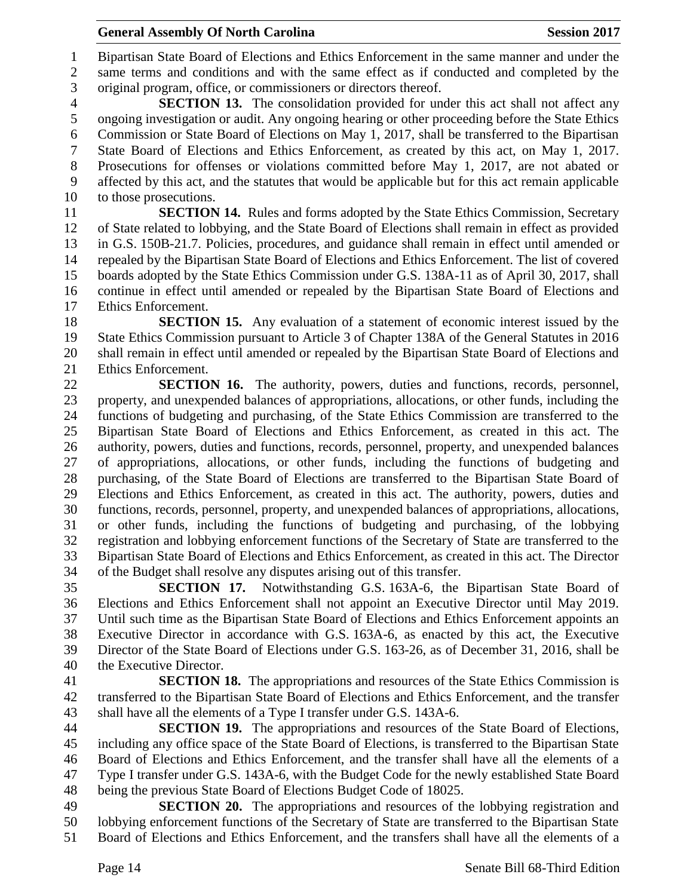Bipartisan State Board of Elections and Ethics Enforcement in the same manner and under the same terms and conditions and with the same effect as if conducted and completed by the original program, office, or commissioners or directors thereof.

**SECTION 13.** The consolidation provided for under this act shall not affect any ongoing investigation or audit. Any ongoing hearing or other proceeding before the State Ethics Commission or State Board of Elections on May 1, 2017, shall be transferred to the Bipartisan State Board of Elections and Ethics Enforcement, as created by this act, on May 1, 2017. Prosecutions for offenses or violations committed before May 1, 2017, are not abated or affected by this act, and the statutes that would be applicable but for this act remain applicable to those prosecutions.

**SECTION 14.** Rules and forms adopted by the State Ethics Commission, Secretary of State related to lobbying, and the State Board of Elections shall remain in effect as provided in G.S. 150B-21.7. Policies, procedures, and guidance shall remain in effect until amended or repealed by the Bipartisan State Board of Elections and Ethics Enforcement. The list of covered boards adopted by the State Ethics Commission under G.S. 138A-11 as of April 30, 2017, shall continue in effect until amended or repealed by the Bipartisan State Board of Elections and Ethics Enforcement.

**SECTION 15.** Any evaluation of a statement of economic interest issued by the State Ethics Commission pursuant to Article 3 of Chapter 138A of the General Statutes in 2016 shall remain in effect until amended or repealed by the Bipartisan State Board of Elections and Ethics Enforcement.

**SECTION 16.** The authority, powers, duties and functions, records, personnel, property, and unexpended balances of appropriations, allocations, or other funds, including the functions of budgeting and purchasing, of the State Ethics Commission are transferred to the Bipartisan State Board of Elections and Ethics Enforcement, as created in this act. The authority, powers, duties and functions, records, personnel, property, and unexpended balances of appropriations, allocations, or other funds, including the functions of budgeting and purchasing, of the State Board of Elections are transferred to the Bipartisan State Board of Elections and Ethics Enforcement, as created in this act. The authority, powers, duties and functions, records, personnel, property, and unexpended balances of appropriations, allocations, or other funds, including the functions of budgeting and purchasing, of the lobbying registration and lobbying enforcement functions of the Secretary of State are transferred to the Bipartisan State Board of Elections and Ethics Enforcement, as created in this act. The Director of the Budget shall resolve any disputes arising out of this transfer.

**SECTION 17.** Notwithstanding G.S. 163A-6, the Bipartisan State Board of Elections and Ethics Enforcement shall not appoint an Executive Director until May 2019. Until such time as the Bipartisan State Board of Elections and Ethics Enforcement appoints an Executive Director in accordance with G.S. 163A-6, as enacted by this act, the Executive Director of the State Board of Elections under G.S. 163-26, as of December 31, 2016, shall be the Executive Director.

**SECTION 18.** The appropriations and resources of the State Ethics Commission is transferred to the Bipartisan State Board of Elections and Ethics Enforcement, and the transfer shall have all the elements of a Type I transfer under G.S. 143A-6.

**SECTION 19.** The appropriations and resources of the State Board of Elections, including any office space of the State Board of Elections, is transferred to the Bipartisan State Board of Elections and Ethics Enforcement, and the transfer shall have all the elements of a Type I transfer under G.S. 143A-6, with the Budget Code for the newly established State Board being the previous State Board of Elections Budget Code of 18025.

**SECTION 20.** The appropriations and resources of the lobbying registration and lobbying enforcement functions of the Secretary of State are transferred to the Bipartisan State Board of Elections and Ethics Enforcement, and the transfers shall have all the elements of a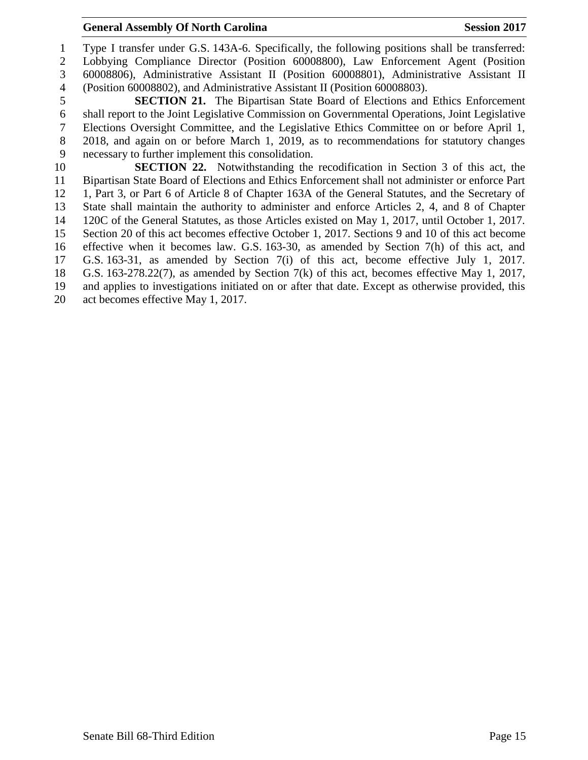Type I transfer under G.S. 143A-6. Specifically, the following positions shall be transferred: Lobbying Compliance Director (Position 60008800), Law Enforcement Agent (Position 60008806), Administrative Assistant II (Position 60008801), Administrative Assistant II (Position 60008802), and Administrative Assistant II (Position 60008803).

**SECTION 21.** The Bipartisan State Board of Elections and Ethics Enforcement shall report to the Joint Legislative Commission on Governmental Operations, Joint Legislative Elections Oversight Committee, and the Legislative Ethics Committee on or before April 1, 2018, and again on or before March 1, 2019, as to recommendations for statutory changes necessary to further implement this consolidation.

**SECTION 22.** Notwithstanding the recodification in Section 3 of this act, the Bipartisan State Board of Elections and Ethics Enforcement shall not administer or enforce Part 1, Part 3, or Part 6 of Article 8 of Chapter 163A of the General Statutes, and the Secretary of State shall maintain the authority to administer and enforce Articles 2, 4, and 8 of Chapter 120C of the General Statutes, as those Articles existed on May 1, 2017, until October 1, 2017. Section 20 of this act becomes effective October 1, 2017. Sections 9 and 10 of this act become effective when it becomes law. G.S. 163-30, as amended by Section 7(h) of this act, and G.S. 163-31, as amended by Section 7(i) of this act, become effective July 1, 2017. G.S. 163-278.22(7), as amended by Section 7(k) of this act, becomes effective May 1, 2017, and applies to investigations initiated on or after that date. Except as otherwise provided, this act becomes effective May 1, 2017.